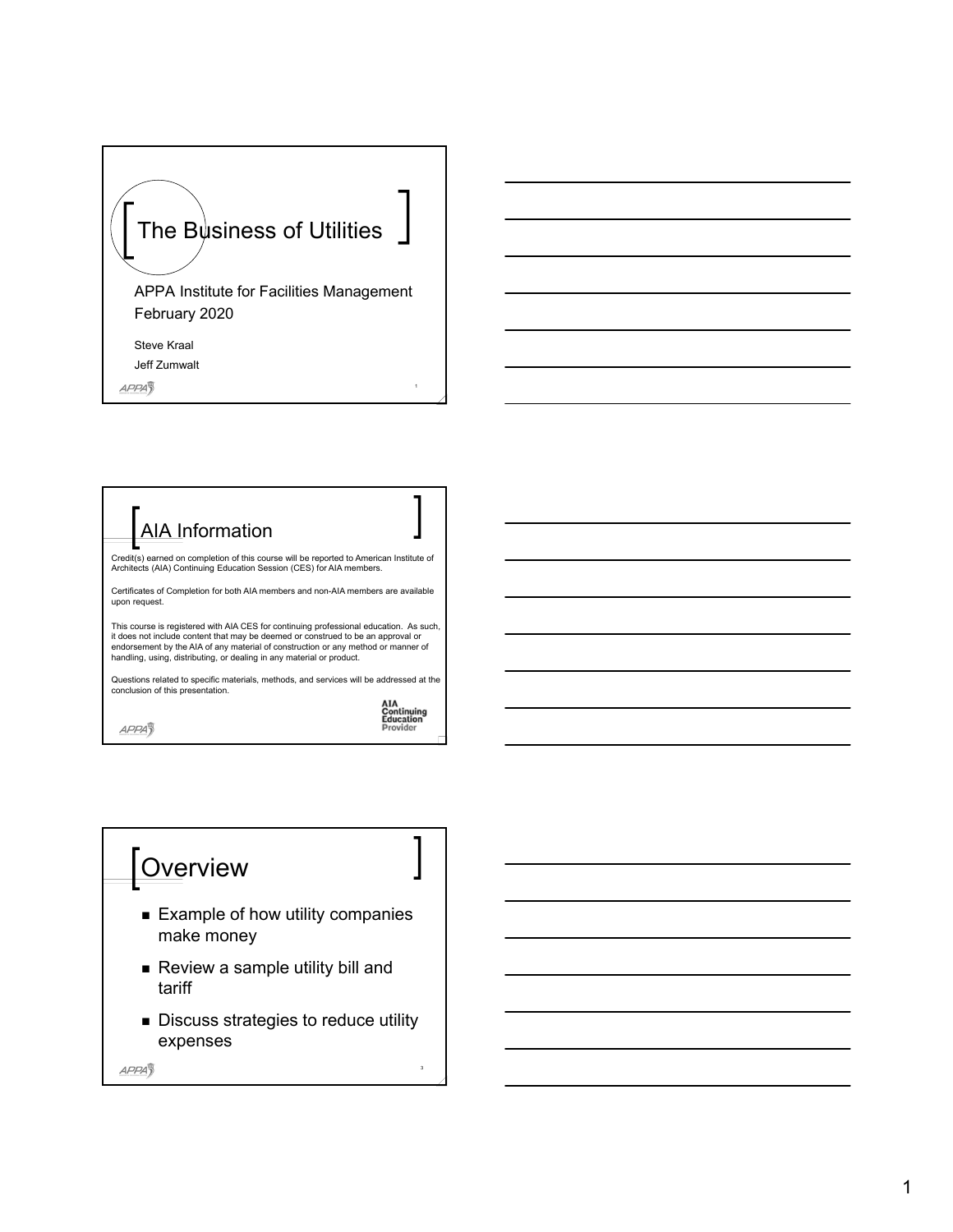# The Business of Utilities

APPA Institute for Facilities Management
February 2020

Steve Kraal
Jeff Zumwalt

## AIA Information

Credit(s) earned on completion of this course will be reported to American Institute of Architects (AIA) Continuing Education Session (CES) for AIA members.

Certificates of Completion for both AIA members and non-AIA members are available upon request.

This course is registered with AIA CES for continuing professional education. As such, it does not include content that may be deemed or construed to be an approval or endorsement by the AIA of any material of construction or any method or manner of handling, using, distributing, or dealing in any material or product.

Questions related to specific materials, methods, and services will be addressed at the conclusion of this presentation.

AIA Continuing Education Provider

## Overview

- Example of how utility companies make money
- Review a sample utility bill and tariff
- Discuss strategies to reduce utility expenses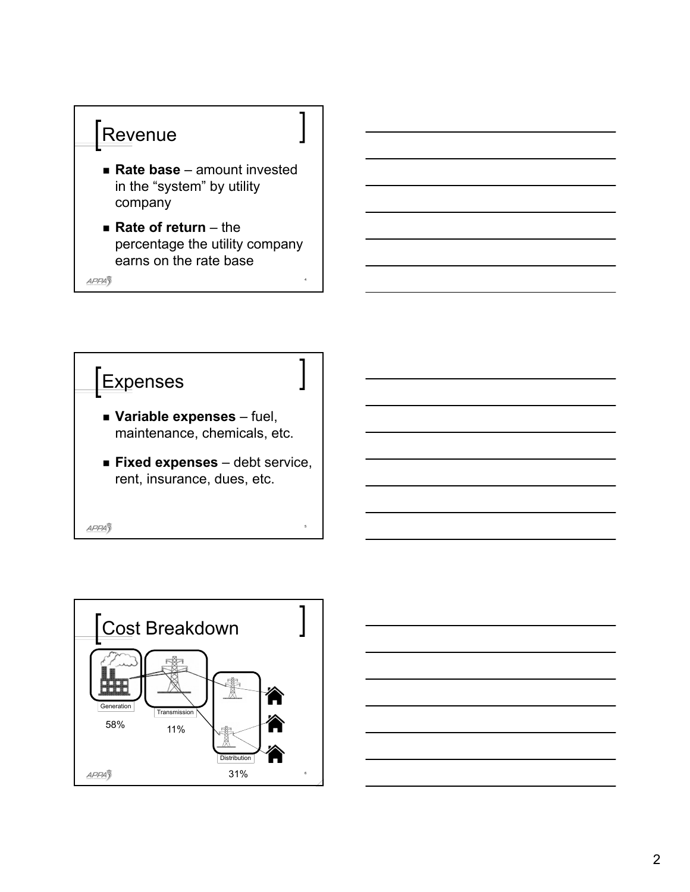## Revenue

- **Rate base** – amount invested in the "system" by utility company
- **Rate of return** – the percentage the utility company earns on the rate base

## Expenses

- **Variable expenses** – fuel, maintenance, chemicals, etc.
- **Fixed expenses** – debt service, rent, insurance, dues, etc.

## Cost Breakdown

Generation 58%

Transmission 11%

Distribution 31%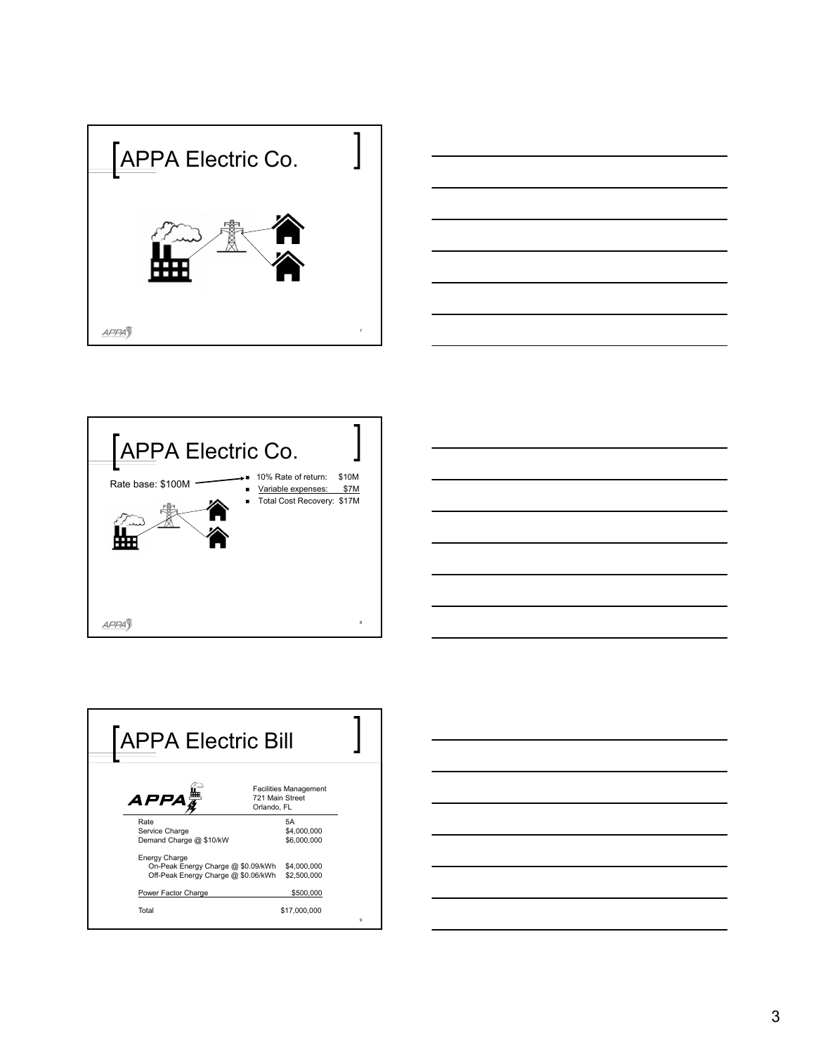## APPA Electric Co.

## APPA Electric Co.

Rate base: $100M

- 10% Rate of return: $10M
- Variable expenses: $7M
- Total Cost Recovery: $17M

## APPA Electric Bill

APPA

Facilities Management
721 Main Street
Orlando, FL

| | |
|---|---|
| Rate | 5A |
| Service Charge | $4,000,000 |
| Demand Charge @ $10/kW | $6,000,000 |
| Energy Charge | |
| On-Peak Energy Charge @ $0.09/kWh | $4,000,000 |
| Off-Peak Energy Charge @ $0.06/kWh | $2,500,000 |
| Power Factor Charge | $500,000 |
| Total | $17,000,000 |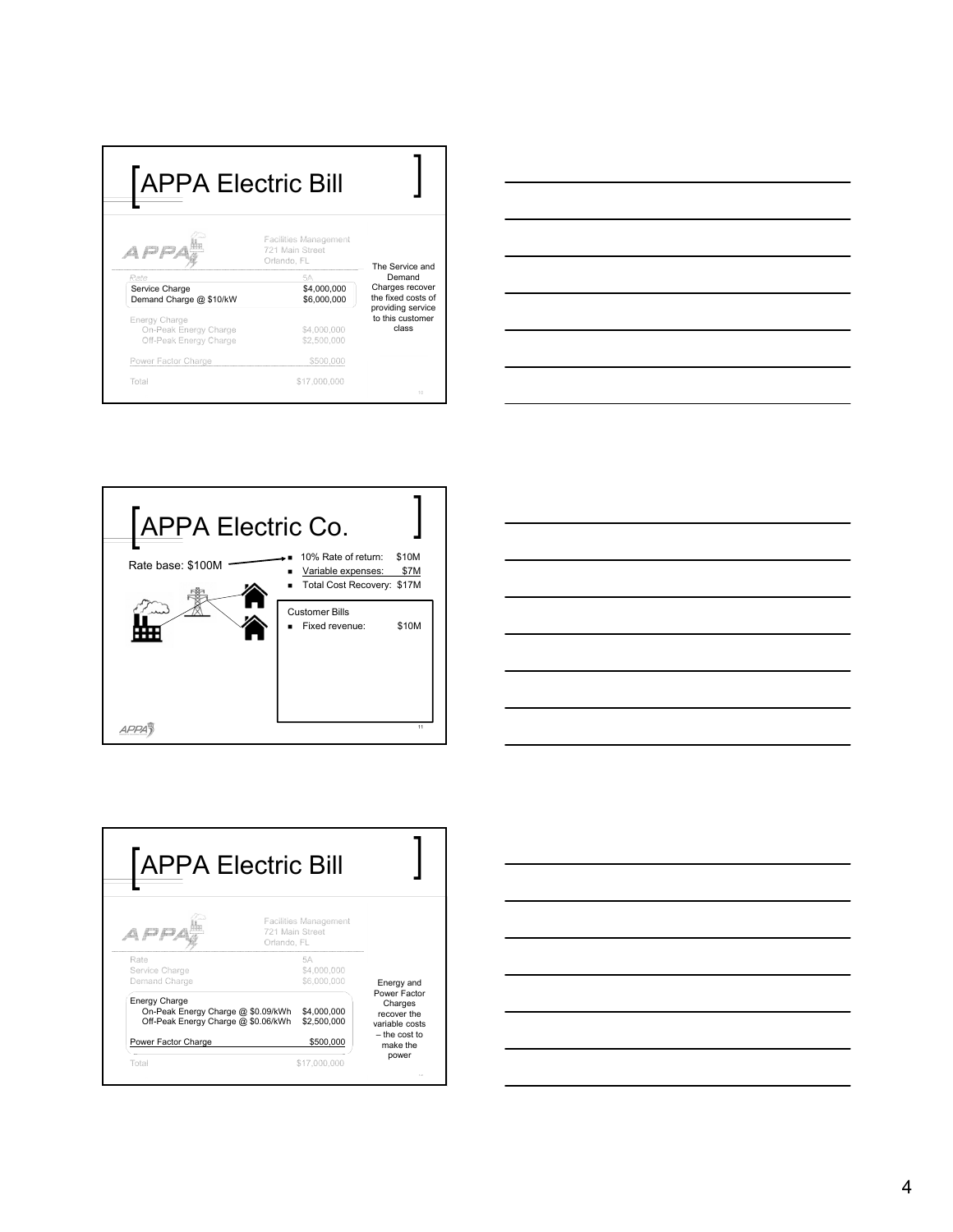## APPA Electric Bill

Facilities Management
721 Main Street
Orlando, FL

| Rate | 5A |
|---|---|
| Service Charge | $4,000,000 |
| Demand Charge @ $10/kW | $6,000,000 |
| Energy Charge | |
| On-Peak Energy Charge | $4,000,000 |
| Off-Peak Energy Charge | $2,500,000 |
| Power Factor Charge | $500,000 |
| Total | $17,000,000 |

The Service and Demand Charges recover the fixed costs of providing service to this customer class

## APPA Electric Co.

Rate base: $100M

- 10% Rate of return: $10M
- Variable expenses: $7M
- Total Cost Recovery: $17M

Customer Bills

- Fixed revenue: $10M

## APPA Electric Bill

Facilities Management
721 Main Street
Orlando, FL

| Rate | 5A |
|---|---|
| Service Charge | $4,000,000 |
| Demand Charge | $6,000,000 |
| Energy Charge | |
| On-Peak Energy Charge @ $0.09/kWh | $4,000,000 |
| Off-Peak Energy Charge @ $0.06/kWh | $2,500,000 |
| Power Factor Charge | $500,000 |
| Total | $17,000,000 |

Energy and Power Factor Charges recover the variable costs – the cost to make the power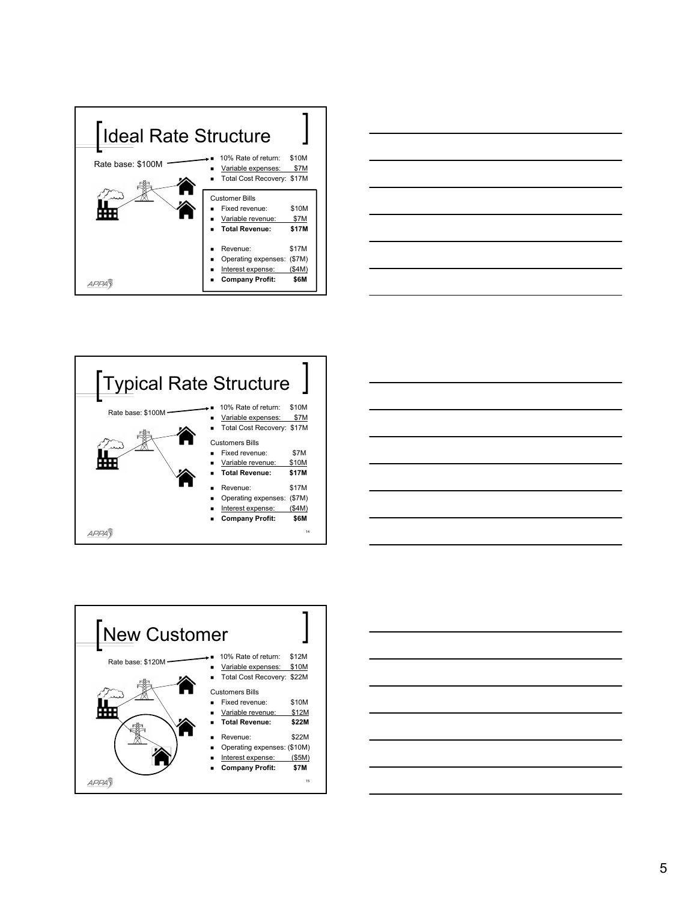## Ideal Rate Structure

Rate base: $100M

- 10% Rate of return: $10M
- Variable expenses: $7M
- Total Cost Recovery: $17M

Customer Bills

- Fixed revenue: $10M
- Variable revenue: $7M
- **Total Revenue: $17M**

- Revenue: $17M
- Operating expenses: ($7M)
- Interest expense: ($4M)
- **Company Profit: $6M**

## Typical Rate Structure

Rate base: $100M

- 10% Rate of return: $10M
- Variable expenses: $7M
- Total Cost Recovery: $17M

Customers Bills

- Fixed revenue: $7M
- Variable revenue: $10M
- **Total Revenue: $17M**

- Revenue: $17M
- Operating expenses: ($7M)
- Interest expense: ($4M)
- **Company Profit: $6M**

## New Customer

Rate base: $120M

- 10% Rate of return: $12M
- Variable expenses: $10M
- Total Cost Recovery: $22M

Customers Bills

- Fixed revenue: $10M
- Variable revenue: $12M
- **Total Revenue: $22M**

- Revenue: $22M
- Operating expenses: ($10M)
- Interest expense: ($5M)
- **Company Profit: $7M**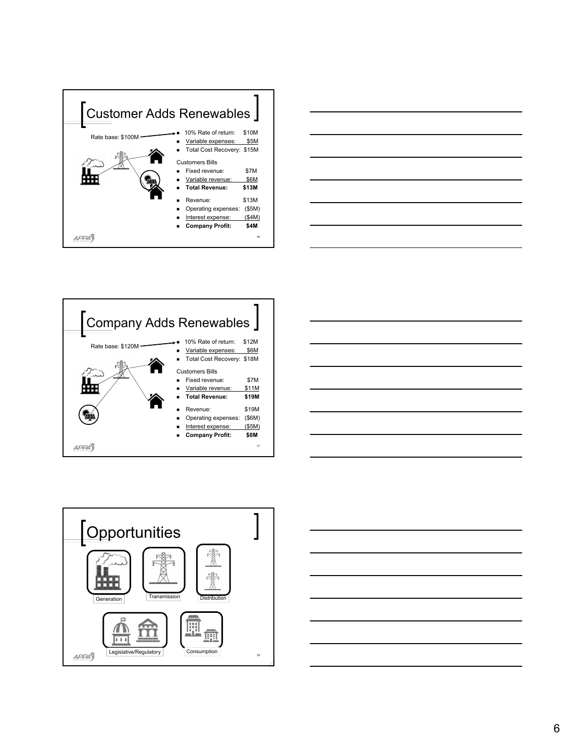## Customer Adds Renewables

Rate base: $100M

- 10% Rate of return: $10M
- Variable expenses: $5M
- Total Cost Recovery: $15M

Customers Bills

- Fixed revenue: $7M
- Variable revenue: $6M
- **Total Revenue: $13M**

- Revenue: $13M
- Operating expenses: ($5M)
- Interest expense: ($4M)
- **Company Profit: $4M**

## Company Adds Renewables

Rate base: $120M

- 10% Rate of return: $12M
- Variable expenses: $6M
- Total Cost Recovery: $18M

Customers Bills

- Fixed revenue: $7M
- Variable revenue: $11M
- **Total Revenue: $19M**

- Revenue: $19M
- Operating expenses: ($6M)
- Interest expense: ($5M)
- **Company Profit: $8M**

## Opportunities

Generation

Transmission

Distribution

Legislative/Regulatory

Consumption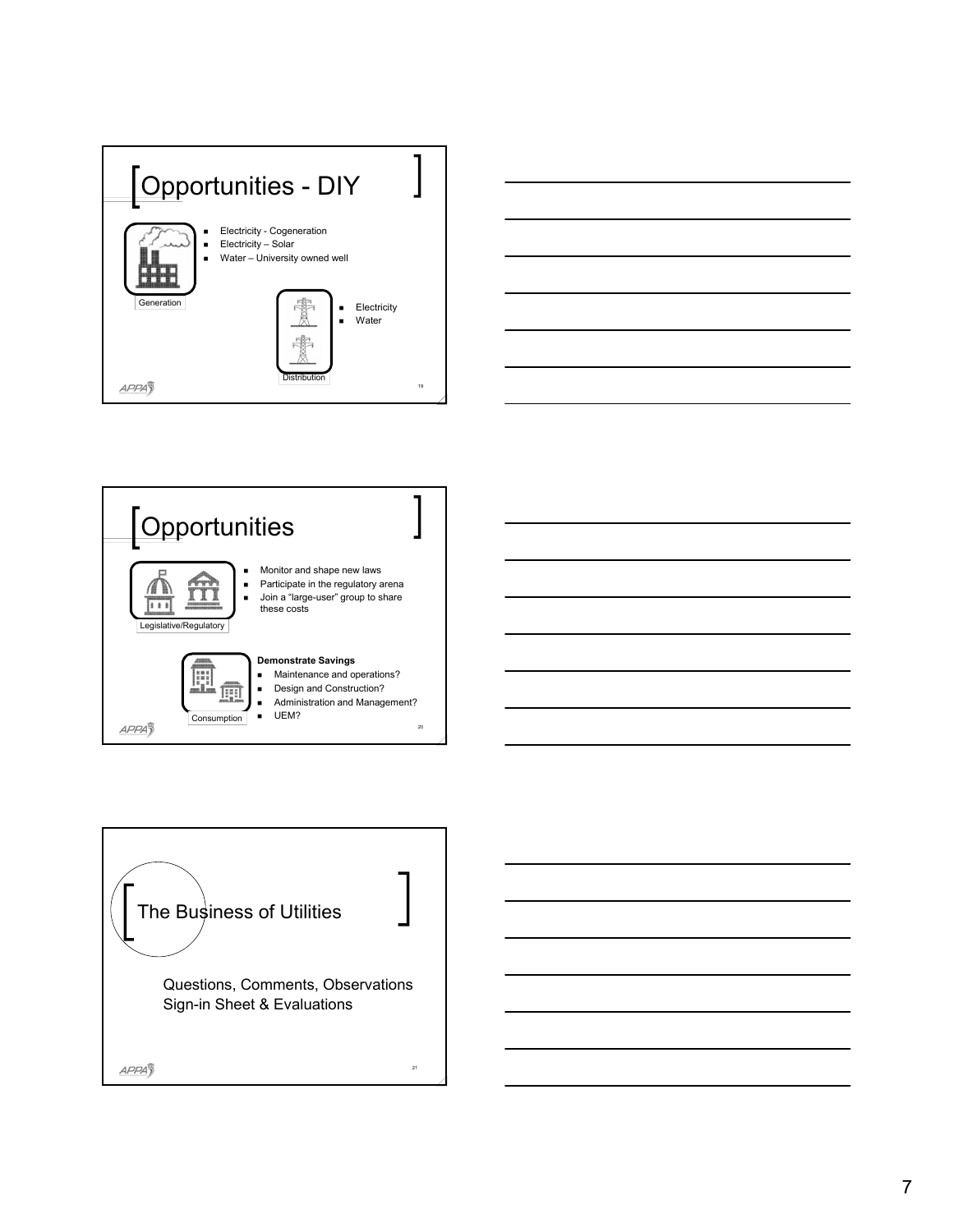## Opportunities - DIY

Generation

- Electricity - Cogeneration
- Electricity – Solar
- Water – University owned well

Distribution

- Electricity
- Water

## Opportunities

Legislative/Regulatory

- Monitor and shape new laws
- Participate in the regulatory arena
- Join a "large-user" group to share these costs

Consumption

**Demonstrate Savings**

- Maintenance and operations?
- Design and Construction?
- Administration and Management?
- UEM?

## The Business of Utilities

Questions, Comments, Observations
Sign-in Sheet & Evaluations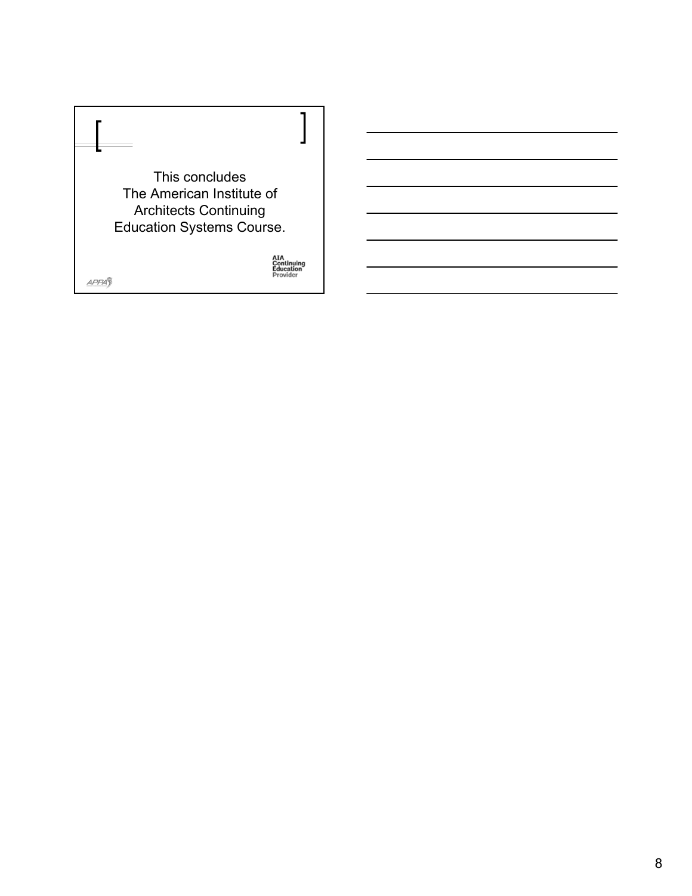This concludes
The American Institute of
Architects Continuing
Education Systems Course.

AIA
Continuing
Education
Provider

APPA